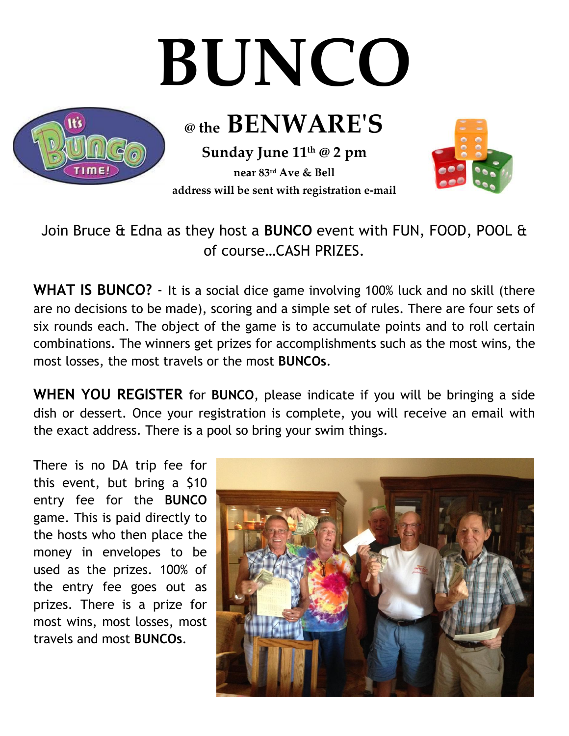# BUNCO

## @ the BENWARE'S

**Sunday June 11th @ 2 pm**

**near 83rd Ave & Bell**

**address will be sent with registration e-mail**

Join Bruce & Edna as they host a **BUNCO** event with FUN, FOOD, POOL & of course…CASH PRIZES.

**WHAT IS BUNCO?** - It is a social dice game involving 100% luck and no skill (there are no decisions to be made), scoring and a simple set of rules. There are four sets of six rounds each. The object of the game is to accumulate points and to roll certain combinations. The winners get prizes for accomplishments such as the most wins, the most losses, the most travels or the most **BUNCOs**.

**WHEN YOU REGISTER** for **BUNCO**, please indicate if you will be bringing a side dish or dessert. Once your registration is complete, you will receive an email with the exact address. There is a pool so bring your swim things.

There is no DA trip fee for this event, but bring a $10 entry fee for the **BUNCO** game. This is paid directly to the hosts who then place the money in envelopes to be used as the prizes. 100% of the entry fee goes out as prizes. There is a prize for most wins, most losses, most travels and most **BUNCOs**.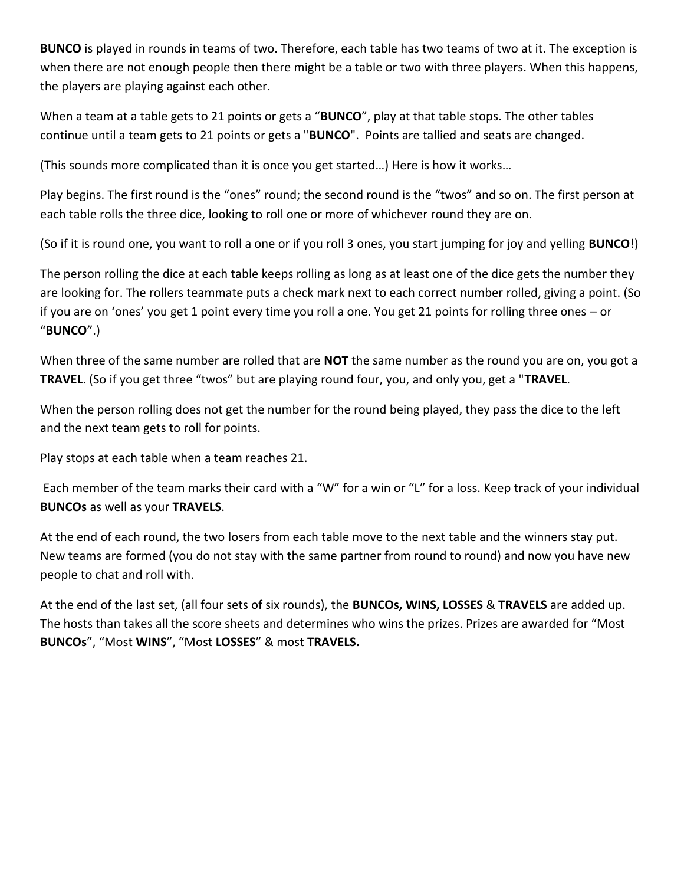**BUNCO** is played in rounds in teams of two. Therefore, each table has two teams of two at it. The exception is when there are not enough people then there might be a table or two with three players. When this happens, the players are playing against each other.

When a team at a table gets to 21 points or gets a "**BUNCO**", play at that table stops. The other tables continue until a team gets to 21 points or gets a "**BUNCO**". Points are tallied and seats are changed.

(This sounds more complicated than it is once you get started…) Here is how it works…

Play begins. The first round is the "ones" round; the second round is the "twos" and so on. The first person at each table rolls the three dice, looking to roll one or more of whichever round they are on.

(So if it is round one, you want to roll a one or if you roll 3 ones, you start jumping for joy and yelling **BUNCO**!)

The person rolling the dice at each table keeps rolling as long as at least one of the dice gets the number they are looking for. The rollers teammate puts a check mark next to each correct number rolled, giving a point. (So if you are on 'ones' you get 1 point every time you roll a one. You get 21 points for rolling three ones – or "**BUNCO**".)

When three of the same number are rolled that are **NOT** the same number as the round you are on, you got a **TRAVEL**. (So if you get three "twos" but are playing round four, you, and only you, get a "**TRAVEL**.

When the person rolling does not get the number for the round being played, they pass the dice to the left and the next team gets to roll for points.

Play stops at each table when a team reaches 21.

Each member of the team marks their card with a "W" for a win or "L" for a loss. Keep track of your individual **BUNCOs** as well as your **TRAVELS**.

At the end of each round, the two losers from each table move to the next table and the winners stay put. New teams are formed (you do not stay with the same partner from round to round) and now you have new people to chat and roll with.

At the end of the last set, (all four sets of six rounds), the **BUNCOs, WINS, LOSSES** & **TRAVELS** are added up. The hosts than takes all the score sheets and determines who wins the prizes. Prizes are awarded for "Most **BUNCOs**", "Most **WINS**", "Most **LOSSES**" & most **TRAVELS.**